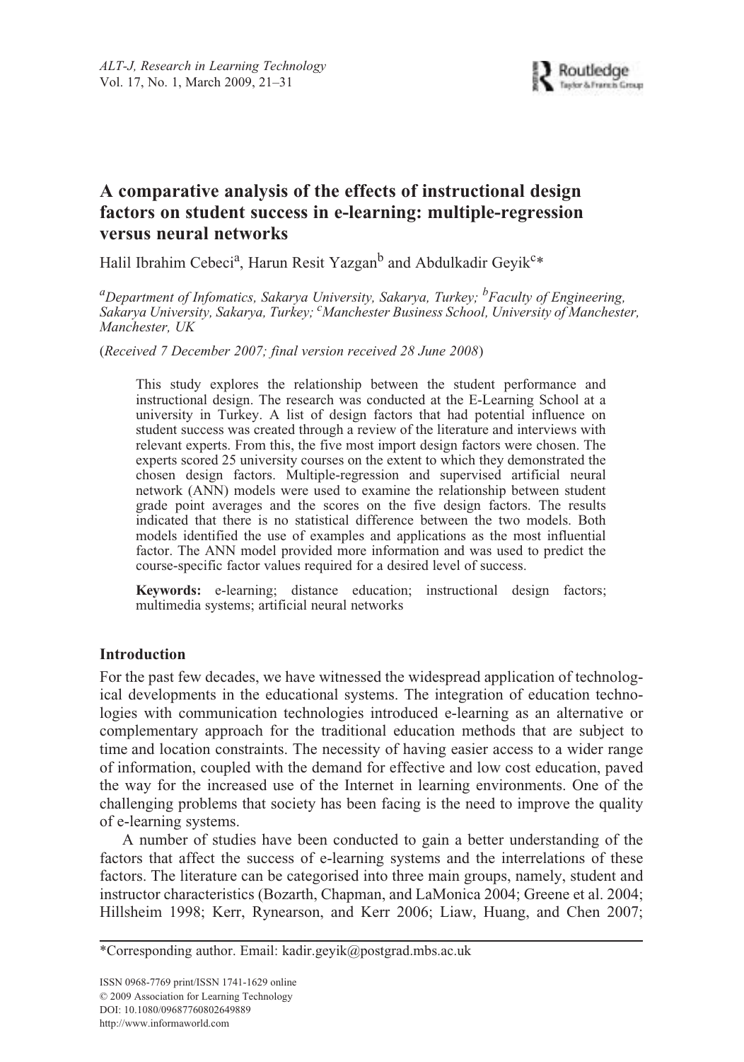# A comparative analysis of the effects of instructional design factors on student success in e-learning: multiple-regression versus neural networks

Halil Ibrahim Cebeci[a], Harun Resit Yazgan[b] and Abdulkadir Geyik[c]*

[a]*Department of Infomatics, Sakarya University, Sakarya, Turkey;* [b]*Faculty of Engineering, Sakarya University, Sakarya, Turkey;* [c]*Manchester Business School, University of Manchester, Manchester, UK*

(*Received 7 December 2007; final version received 28 June 2008*)

This study explores the relationship between the student performance and instructional design. The research was conducted at the E-Learning School at a university in Turkey. A list of design factors that had potential influence on student success was created through a review of the literature and interviews with relevant experts. From this, the five most import design factors were chosen. The experts scored 25 university courses on the extent to which they demonstrated the chosen design factors. Multiple-regression and supervised artificial neural network (ANN) models were used to examine the relationship between student grade point averages and the scores on the five design factors. The results indicated that there is no statistical difference between the two models. Both models identified the use of examples and applications as the most influential factor. The ANN model provided more information and was used to predict the course-specific factor values required for a desired level of success.

**Keywords:** e-learning; distance education; instructional design factors; multimedia systems; artificial neural networks

## Introduction

For the past few decades, we have witnessed the widespread application of technological developments in the educational systems. The integration of education technologies with communication technologies introduced e-learning as an alternative or complementary approach for the traditional education methods that are subject to time and location constraints. The necessity of having easier access to a wider range of information, coupled with the demand for effective and low cost education, paved the way for the increased use of the Internet in learning environments. One of the challenging problems that society has been facing is the need to improve the quality of e-learning systems.

A number of studies have been conducted to gain a better understanding of the factors that affect the success of e-learning systems and the interrelations of these factors. The literature can be categorised into three main groups, namely, student and instructor characteristics (Bozarth, Chapman, and LaMonica 2004; Greene et al. 2004; Hillsheim 1998; Kerr, Rynearson, and Kerr 2006; Liaw, Huang, and Chen 2007;

*Corresponding author. Email: kadir.geyik@postgrad.mbs.ac.uk

ISSN 0968-7769 print/ISSN 1741-1629 online
© 2009 Association for Learning Technology
DOI: 10.1080/09687760802649889
http://www.informaworld.com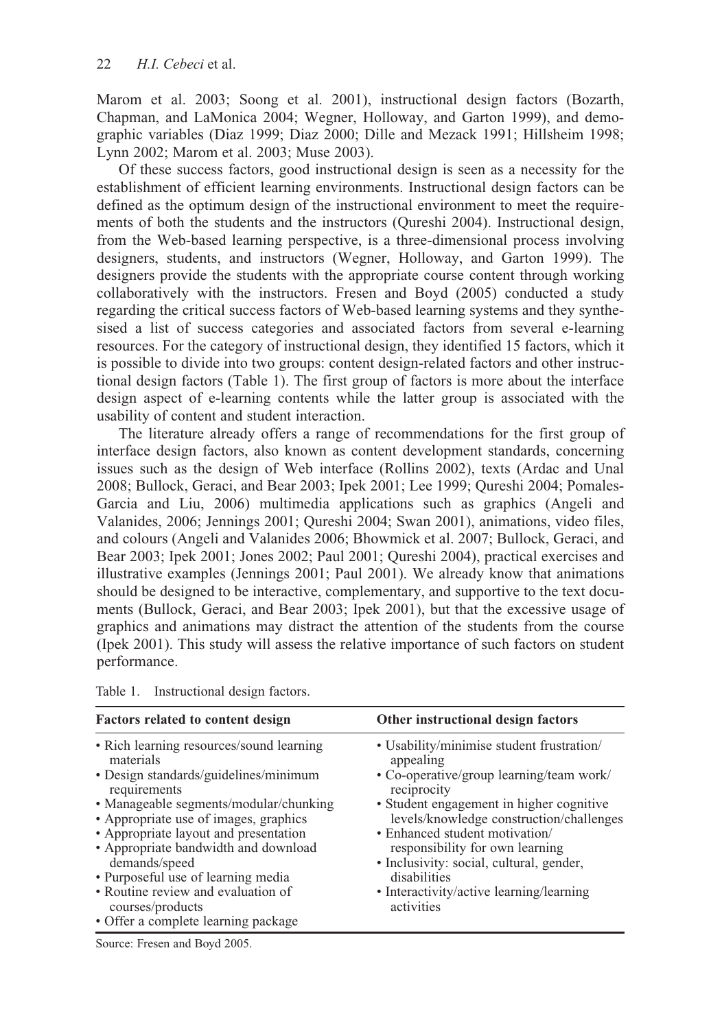Marom et al. 2003; Soong et al. 2001), instructional design factors (Bozarth, Chapman, and LaMonica 2004; Wegner, Holloway, and Garton 1999), and demographic variables (Diaz 1999; Diaz 2000; Dille and Mezack 1991; Hillsheim 1998; Lynn 2002; Marom et al. 2003; Muse 2003).

Of these success factors, good instructional design is seen as a necessity for the establishment of efficient learning environments. Instructional design factors can be defined as the optimum design of the instructional environment to meet the requirements of both the students and the instructors (Qureshi 2004). Instructional design, from the Web-based learning perspective, is a three-dimensional process involving designers, students, and instructors (Wegner, Holloway, and Garton 1999). The designers provide the students with the appropriate course content through working collaboratively with the instructors. Fresen and Boyd (2005) conducted a study regarding the critical success factors of Web-based learning systems and they synthesised a list of success categories and associated factors from several e-learning resources. For the category of instructional design, they identified 15 factors, which it is possible to divide into two groups: content design-related factors and other instructional design factors (Table 1). The first group of factors is more about the interface design aspect of e-learning contents while the latter group is associated with the usability of content and student interaction.

The literature already offers a range of recommendations for the first group of interface design factors, also known as content development standards, concerning issues such as the design of Web interface (Rollins 2002), texts (Ardac and Unal 2008; Bullock, Geraci, and Bear 2003; Ipek 2001; Lee 1999; Qureshi 2004; Pomales-Garcia and Liu, 2006) multimedia applications such as graphics (Angeli and Valanides, 2006; Jennings 2001; Qureshi 2004; Swan 2001), animations, video files, and colours (Angeli and Valanides 2006; Bhowmick et al. 2007; Bullock, Geraci, and Bear 2003; Ipek 2001; Jones 2002; Paul 2001; Qureshi 2004), practical exercises and illustrative examples (Jennings 2001; Paul 2001). We already know that animations should be designed to be interactive, complementary, and supportive to the text documents (Bullock, Geraci, and Bear 2003; Ipek 2001), but that the excessive usage of graphics and animations may distract the attention of the students from the course (Ipek 2001). This study will assess the relative importance of such factors on student performance.

Table 1. Instructional design factors.

| Factors related to content design | Other instructional design factors |
|---|---|
| • Rich learning resources/sound learning materials<br>• Design standards/guidelines/minimum requirements<br>• Manageable segments/modular/chunking<br>• Appropriate use of images, graphics<br>• Appropriate layout and presentation<br>• Appropriate bandwidth and download demands/speed<br>• Purposeful use of learning media<br>• Routine review and evaluation of courses/products<br>• Offer a complete learning package | • Usability/minimise student frustration/appealing<br>• Co-operative/group learning/team work/reciprocity<br>• Student engagement in higher cognitive levels/knowledge construction/challenges<br>• Enhanced student motivation/responsibility for own learning<br>• Inclusivity: social, cultural, gender, disabilities<br>• Interactivity/active learning/learning activities |

Source: Fresen and Boyd 2005.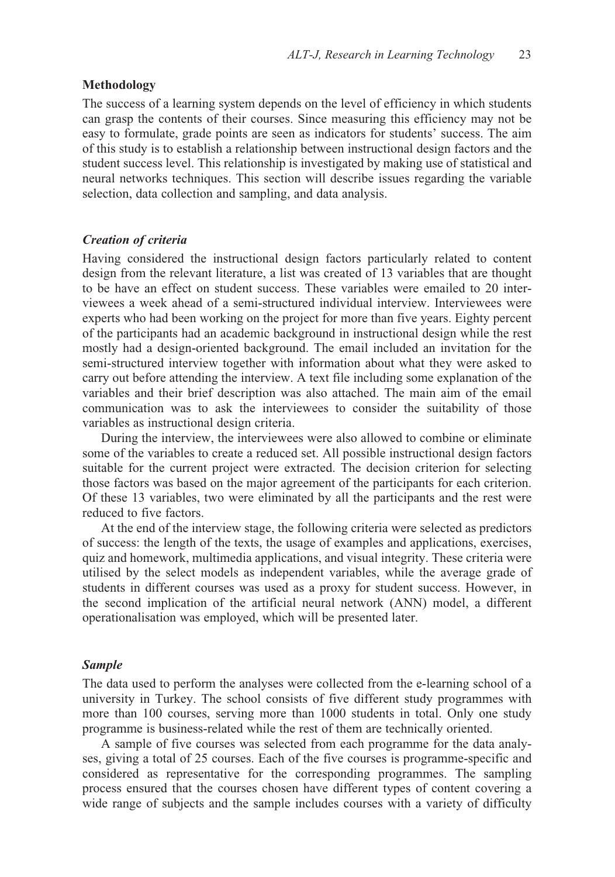## Methodology

The success of a learning system depends on the level of efficiency in which students can grasp the contents of their courses. Since measuring this efficiency may not be easy to formulate, grade points are seen as indicators for students' success. The aim of this study is to establish a relationship between instructional design factors and the student success level. This relationship is investigated by making use of statistical and neural networks techniques. This section will describe issues regarding the variable selection, data collection and sampling, and data analysis.

### *Creation of criteria*

Having considered the instructional design factors particularly related to content design from the relevant literature, a list was created of 13 variables that are thought to be have an effect on student success. These variables were emailed to 20 interviewees a week ahead of a semi-structured individual interview. Interviewees were experts who had been working on the project for more than five years. Eighty percent of the participants had an academic background in instructional design while the rest mostly had a design-oriented background. The email included an invitation for the semi-structured interview together with information about what they were asked to carry out before attending the interview. A text file including some explanation of the variables and their brief description was also attached. The main aim of the email communication was to ask the interviewees to consider the suitability of those variables as instructional design criteria.

During the interview, the interviewees were also allowed to combine or eliminate some of the variables to create a reduced set. All possible instructional design factors suitable for the current project were extracted. The decision criterion for selecting those factors was based on the major agreement of the participants for each criterion. Of these 13 variables, two were eliminated by all the participants and the rest were reduced to five factors.

At the end of the interview stage, the following criteria were selected as predictors of success: the length of the texts, the usage of examples and applications, exercises, quiz and homework, multimedia applications, and visual integrity. These criteria were utilised by the select models as independent variables, while the average grade of students in different courses was used as a proxy for student success. However, in the second implication of the artificial neural network (ANN) model, a different operationalisation was employed, which will be presented later.

### *Sample*

The data used to perform the analyses were collected from the e-learning school of a university in Turkey. The school consists of five different study programmes with more than 100 courses, serving more than 1000 students in total. Only one study programme is business-related while the rest of them are technically oriented.

A sample of five courses was selected from each programme for the data analyses, giving a total of 25 courses. Each of the five courses is programme-specific and considered as representative for the corresponding programmes. The sampling process ensured that the courses chosen have different types of content covering a wide range of subjects and the sample includes courses with a variety of difficulty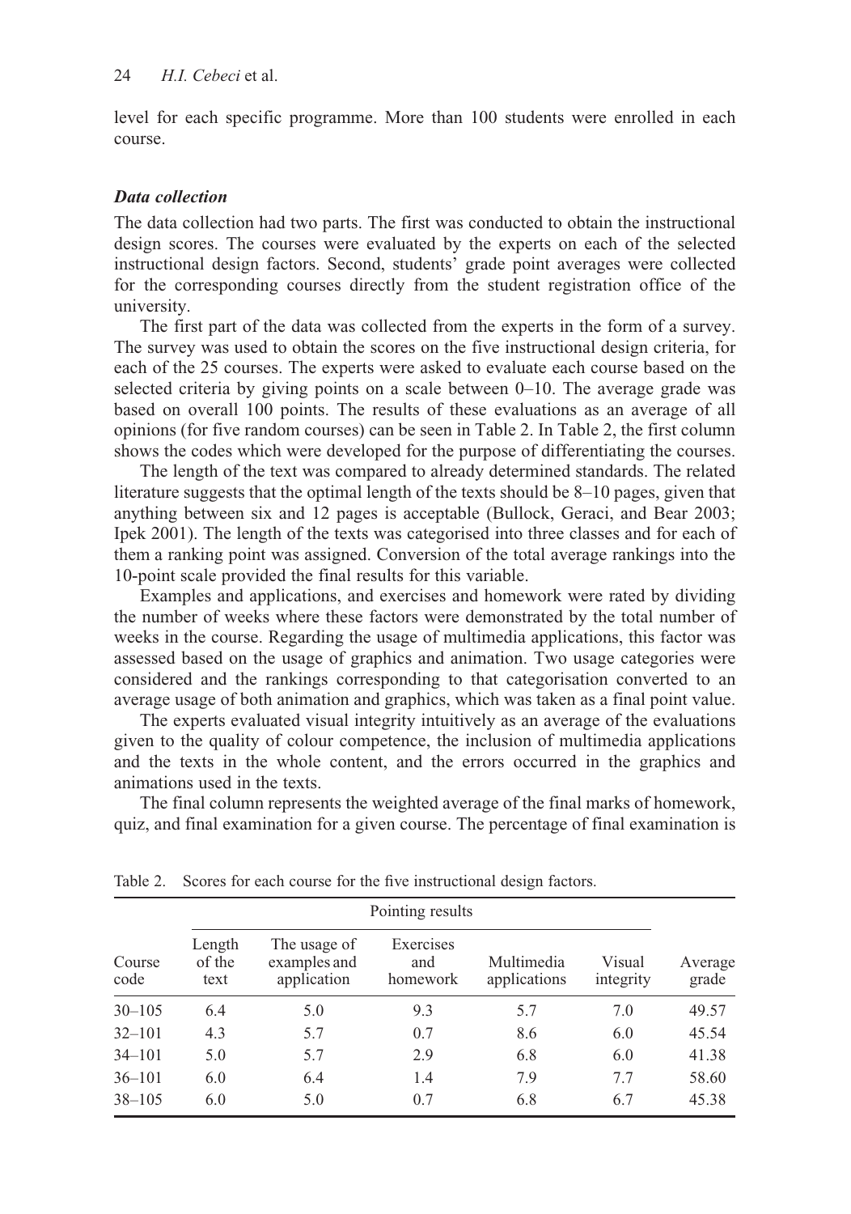level for each specific programme. More than 100 students were enrolled in each course.

### *Data collection*

The data collection had two parts. The first was conducted to obtain the instructional design scores. The courses were evaluated by the experts on each of the selected instructional design factors. Second, students' grade point averages were collected for the corresponding courses directly from the student registration office of the university.

The first part of the data was collected from the experts in the form of a survey. The survey was used to obtain the scores on the five instructional design criteria, for each of the 25 courses. The experts were asked to evaluate each course based on the selected criteria by giving points on a scale between 0–10. The average grade was based on overall 100 points. The results of these evaluations as an average of all opinions (for five random courses) can be seen in Table 2. In Table 2, the first column shows the codes which were developed for the purpose of differentiating the courses.

The length of the text was compared to already determined standards. The related literature suggests that the optimal length of the texts should be 8–10 pages, given that anything between six and 12 pages is acceptable (Bullock, Geraci, and Bear 2003; Ipek 2001). The length of the texts was categorised into three classes and for each of them a ranking point was assigned. Conversion of the total average rankings into the 10-point scale provided the final results for this variable.

Examples and applications, and exercises and homework were rated by dividing the number of weeks where these factors were demonstrated by the total number of weeks in the course. Regarding the usage of multimedia applications, this factor was assessed based on the usage of graphics and animation. Two usage categories were considered and the rankings corresponding to that categorisation converted to an average usage of both animation and graphics, which was taken as a final point value.

The experts evaluated visual integrity intuitively as an average of the evaluations given to the quality of colour competence, the inclusion of multimedia applications and the texts in the whole content, and the errors occurred in the graphics and animations used in the texts.

The final column represents the weighted average of the final marks of homework, quiz, and final examination for a given course. The percentage of final examination is

Table 2. Scores for each course for the five instructional design factors.

| Course code | Pointing results | | | | | Average grade |
|---|---|---|---|---|---|---|
| | Length of the text | The usage of examples and application | Exercises and homework | Multimedia applications | Visual integrity | |
| 30–105 | 6.4 | 5.0 | 9.3 | 5.7 | 7.0 | 49.57 |
| 32–101 | 4.3 | 5.7 | 0.7 | 8.6 | 6.0 | 45.54 |
| 34–101 | 5.0 | 5.7 | 2.9 | 6.8 | 6.0 | 41.38 |
| 36–101 | 6.0 | 6.4 | 1.4 | 7.9 | 7.7 | 58.60 |
| 38–105 | 6.0 | 5.0 | 0.7 | 6.8 | 6.7 | 45.38 |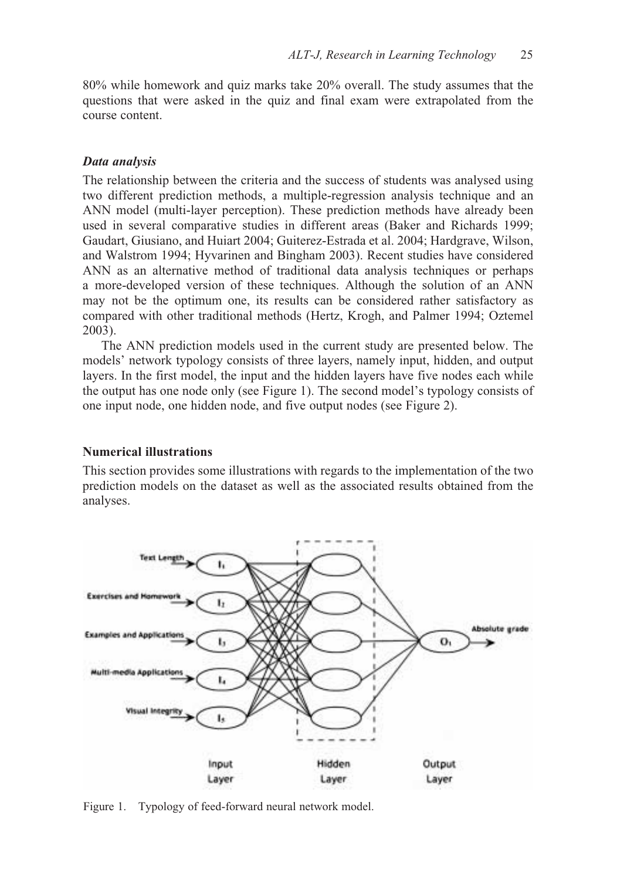80% while homework and quiz marks take 20% overall. The study assumes that the questions that were asked in the quiz and final exam were extrapolated from the course content.

### *Data analysis*

The relationship between the criteria and the success of students was analysed using two different prediction methods, a multiple-regression analysis technique and an ANN model (multi-layer perception). These prediction methods have already been used in several comparative studies in different areas (Baker and Richards 1999; Gaudart, Giusiano, and Huiart 2004; Guiterez-Estrada et al. 2004; Hardgrave, Wilson, and Walstrom 1994; Hyvarinen and Bingham 2003). Recent studies have considered ANN as an alternative method of traditional data analysis techniques or perhaps a more-developed version of these techniques. Although the solution of an ANN may not be the optimum one, its results can be considered rather satisfactory as compared with other traditional methods (Hertz, Krogh, and Palmer 1994; Oztemel 2003).

The ANN prediction models used in the current study are presented below. The models' network typology consists of three layers, namely input, hidden, and output layers. In the first model, the input and the hidden layers have five nodes each while the output has one node only (see Figure 1). The second model's typology consists of one input node, one hidden node, and five output nodes (see Figure 2).

## Numerical illustrations

This section provides some illustrations with regards to the implementation of the two prediction models on the dataset as well as the associated results obtained from the analyses.

Figure 1. Typology of feed-forward neural network model.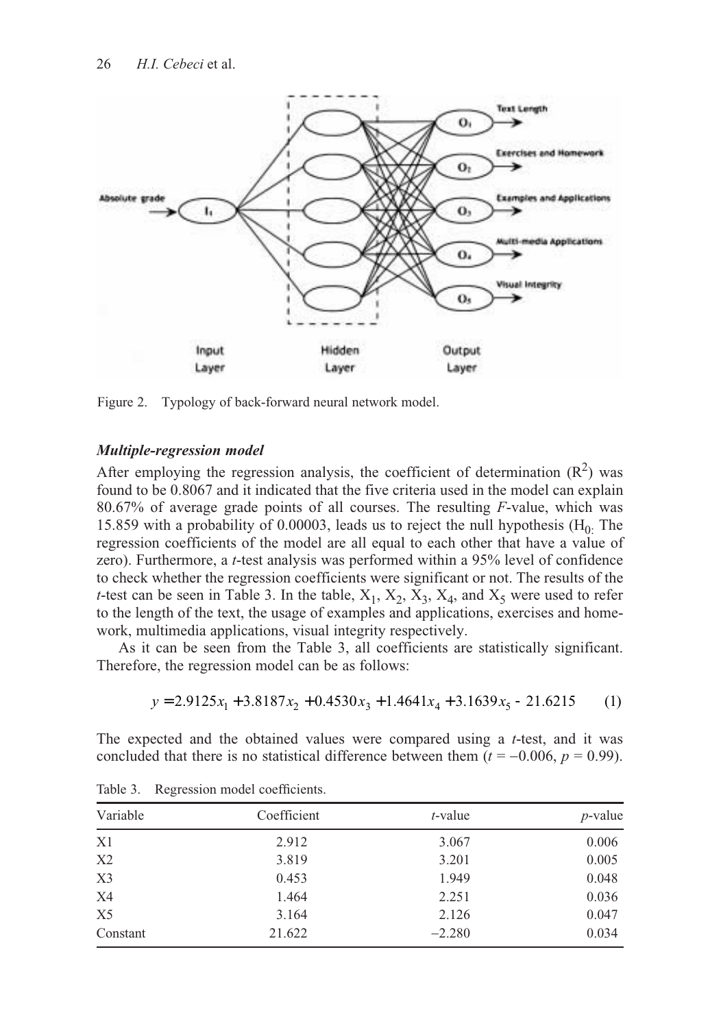Figure 2. Typology of back-forward neural network model.

### *Multiple-regression model*

After employing the regression analysis, the coefficient of determination ($R^2$) was found to be 0.8067 and it indicated that the five criteria used in the model can explain 80.67% of average grade points of all courses. The resulting *F*-value, which was 15.859 with a probability of 0.00003, leads us to reject the null hypothesis ($H_{0:}$ The regression coefficients of the model are all equal to each other that have a value of zero). Furthermore, a *t*-test analysis was performed within a 95% level of confidence to check whether the regression coefficients were significant or not. The results of the *t*-test can be seen in Table 3. In the table, $X_1$, $X_2$, $X_3$, $X_4$, and $X_5$ were used to refer to the length of the text, the usage of examples and applications, exercises and homework, multimedia applications, visual integrity respectively.

As it can be seen from the Table 3, all coefficients are statistically significant. Therefore, the regression model can be as follows:

$$y = 2.9125x_1 + 3.8187x_2 + 0.4530x_3 + 1.4641x_4 + 3.1639x_5 - 21.6215 \quad (1)$$

The expected and the obtained values were compared using a *t*-test, and it was concluded that there is no statistical difference between them ($t = -0.006$, $p = 0.99$).

Table 3. Regression model coefficients.

| Variable | Coefficient | *t*-value | *p*-value |
|---|---|---|---|
| X1 | 2.912 | 3.067 | 0.006 |
| X2 | 3.819 | 3.201 | 0.005 |
| X3 | 0.453 | 1.949 | 0.048 |
| X4 | 1.464 | 2.251 | 0.036 |
| X5 | 3.164 | 2.126 | 0.047 |
| Constant | 21.622 | −2.280 | 0.034 |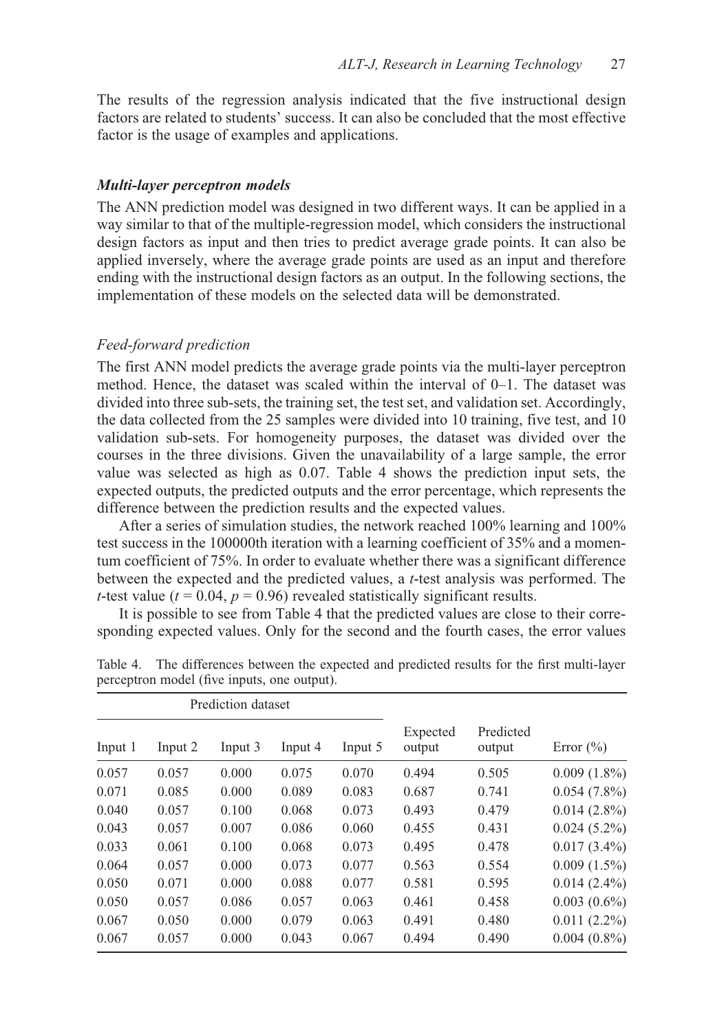The results of the regression analysis indicated that the five instructional design factors are related to students' success. It can also be concluded that the most effective factor is the usage of examples and applications.

### *Multi-layer perceptron models*

The ANN prediction model was designed in two different ways. It can be applied in a way similar to that of the multiple-regression model, which considers the instructional design factors as input and then tries to predict average grade points. It can also be applied inversely, where the average grade points are used as an input and therefore ending with the instructional design factors as an output. In the following sections, the implementation of these models on the selected data will be demonstrated.

#### *Feed-forward prediction*

The first ANN model predicts the average grade points via the multi-layer perceptron method. Hence, the dataset was scaled within the interval of 0–1. The dataset was divided into three sub-sets, the training set, the test set, and validation set. Accordingly, the data collected from the 25 samples were divided into 10 training, five test, and 10 validation sub-sets. For homogeneity purposes, the dataset was divided over the courses in the three divisions. Given the unavailability of a large sample, the error value was selected as high as 0.07. Table 4 shows the prediction input sets, the expected outputs, the predicted outputs and the error percentage, which represents the difference between the prediction results and the expected values.

After a series of simulation studies, the network reached 100% learning and 100% test success in the 100000th iteration with a learning coefficient of 35% and a momentum coefficient of 75%. In order to evaluate whether there was a significant difference between the expected and the predicted values, a *t*-test analysis was performed. The *t*-test value ($t = 0.04$, $p = 0.96$) revealed statistically significant results.

It is possible to see from Table 4 that the predicted values are close to their corresponding expected values. Only for the second and the fourth cases, the error values

Table 4. The differences between the expected and predicted results for the first multi-layer perceptron model (five inputs, one output).

| Prediction dataset | | | | | | | |
|---|---|---|---|---|---|---|---|
| Input 1 | Input 2 | Input 3 | Input 4 | Input 5 | Expected output | Predicted output | Error (%) |
| 0.057 | 0.057 | 0.000 | 0.075 | 0.070 | 0.494 | 0.505 | 0.009 (1.8%) |
| 0.071 | 0.085 | 0.000 | 0.089 | 0.083 | 0.687 | 0.741 | 0.054 (7.8%) |
| 0.040 | 0.057 | 0.100 | 0.068 | 0.073 | 0.493 | 0.479 | 0.014 (2.8%) |
| 0.043 | 0.057 | 0.007 | 0.086 | 0.060 | 0.455 | 0.431 | 0.024 (5.2%) |
| 0.033 | 0.061 | 0.100 | 0.068 | 0.073 | 0.495 | 0.478 | 0.017 (3.4%) |
| 0.064 | 0.057 | 0.000 | 0.073 | 0.077 | 0.563 | 0.554 | 0.009 (1.5%) |
| 0.050 | 0.071 | 0.000 | 0.088 | 0.077 | 0.581 | 0.595 | 0.014 (2.4%) |
| 0.050 | 0.057 | 0.086 | 0.057 | 0.063 | 0.461 | 0.458 | 0.003 (0.6%) |
| 0.067 | 0.050 | 0.000 | 0.079 | 0.063 | 0.491 | 0.480 | 0.011 (2.2%) |
| 0.067 | 0.057 | 0.000 | 0.043 | 0.067 | 0.494 | 0.490 | 0.004 (0.8%) |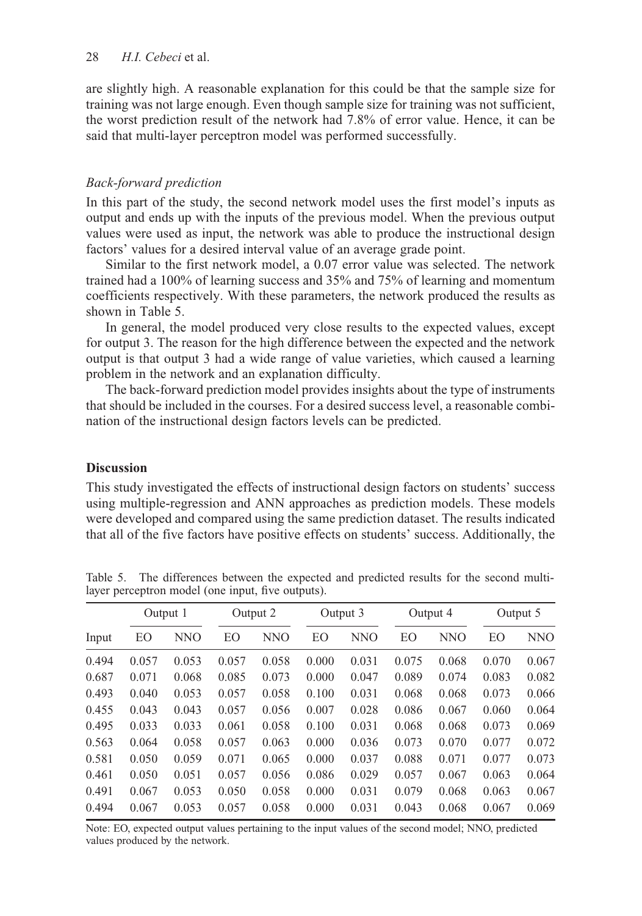are slightly high. A reasonable explanation for this could be that the sample size for training was not large enough. Even though sample size for training was not sufficient, the worst prediction result of the network had 7.8% of error value. Hence, it can be said that multi-layer perceptron model was performed successfully.

### *Back-forward prediction*

In this part of the study, the second network model uses the first model's inputs as output and ends up with the inputs of the previous model. When the previous output values were used as input, the network was able to produce the instructional design factors' values for a desired interval value of an average grade point.

Similar to the first network model, a 0.07 error value was selected. The network trained had a 100% of learning success and 35% and 75% of learning and momentum coefficients respectively. With these parameters, the network produced the results as shown in Table 5.

In general, the model produced very close results to the expected values, except for output 3. The reason for the high difference between the expected and the network output is that output 3 had a wide range of value varieties, which caused a learning problem in the network and an explanation difficulty.

The back-forward prediction model provides insights about the type of instruments that should be included in the courses. For a desired success level, a reasonable combination of the instructional design factors levels can be predicted.

## Discussion

This study investigated the effects of instructional design factors on students' success using multiple-regression and ANN approaches as prediction models. These models were developed and compared using the same prediction dataset. The results indicated that all of the five factors have positive effects on students' success. Additionally, the

Table 5. The differences between the expected and predicted results for the second multi-layer perceptron model (one input, five outputs).

| | Output 1 | | Output 2 | | Output 3 | | Output 4 | | Output 5 | |
|---|---|---|---|---|---|---|---|---|---|---|
| Input | EO | NNO | EO | NNO | EO | NNO | EO | NNO | EO | NNO |
| 0.494 | 0.057 | 0.053 | 0.057 | 0.058 | 0.000 | 0.031 | 0.075 | 0.068 | 0.070 | 0.067 |
| 0.687 | 0.071 | 0.068 | 0.085 | 0.073 | 0.000 | 0.047 | 0.089 | 0.074 | 0.083 | 0.082 |
| 0.493 | 0.040 | 0.053 | 0.057 | 0.058 | 0.100 | 0.031 | 0.068 | 0.068 | 0.073 | 0.066 |
| 0.455 | 0.043 | 0.043 | 0.057 | 0.056 | 0.007 | 0.028 | 0.086 | 0.067 | 0.060 | 0.064 |
| 0.495 | 0.033 | 0.033 | 0.061 | 0.058 | 0.100 | 0.031 | 0.068 | 0.068 | 0.073 | 0.069 |
| 0.563 | 0.064 | 0.058 | 0.057 | 0.063 | 0.000 | 0.036 | 0.073 | 0.070 | 0.077 | 0.072 |
| 0.581 | 0.050 | 0.059 | 0.071 | 0.065 | 0.000 | 0.037 | 0.088 | 0.071 | 0.077 | 0.073 |
| 0.461 | 0.050 | 0.051 | 0.057 | 0.056 | 0.086 | 0.029 | 0.057 | 0.067 | 0.063 | 0.064 |
| 0.491 | 0.067 | 0.053 | 0.050 | 0.058 | 0.000 | 0.031 | 0.079 | 0.068 | 0.063 | 0.067 |
| 0.494 | 0.067 | 0.053 | 0.057 | 0.058 | 0.000 | 0.031 | 0.043 | 0.068 | 0.067 | 0.069 |

Note: EO, expected output values pertaining to the input values of the second model; NNO, predicted values produced by the network.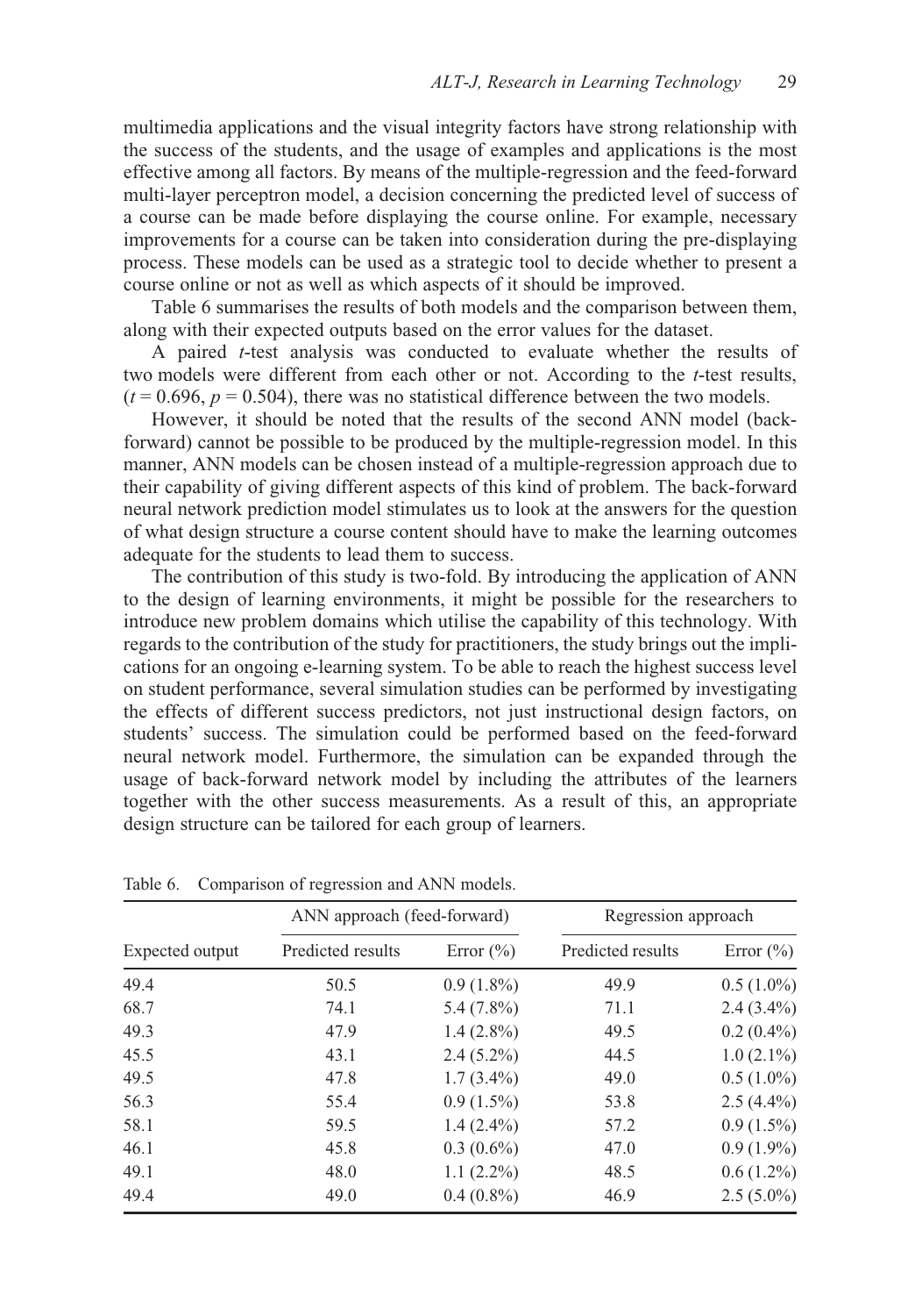multimedia applications and the visual integrity factors have strong relationship with the success of the students, and the usage of examples and applications is the most effective among all factors. By means of the multiple-regression and the feed-forward multi-layer perceptron model, a decision concerning the predicted level of success of a course can be made before displaying the course online. For example, necessary improvements for a course can be taken into consideration during the pre-displaying process. These models can be used as a strategic tool to decide whether to present a course online or not as well as which aspects of it should be improved.

Table 6 summarises the results of both models and the comparison between them, along with their expected outputs based on the error values for the dataset.

A paired *t*-test analysis was conducted to evaluate whether the results of two models were different from each other or not. According to the *t*-test results, ($t = 0.696$, $p = 0.504$), there was no statistical difference between the two models.

However, it should be noted that the results of the second ANN model (back-forward) cannot be possible to be produced by the multiple-regression model. In this manner, ANN models can be chosen instead of a multiple-regression approach due to their capability of giving different aspects of this kind of problem. The back-forward neural network prediction model stimulates us to look at the answers for the question of what design structure a course content should have to make the learning outcomes adequate for the students to lead them to success.

The contribution of this study is two-fold. By introducing the application of ANN to the design of learning environments, it might be possible for the researchers to introduce new problem domains which utilise the capability of this technology. With regards to the contribution of the study for practitioners, the study brings out the implications for an ongoing e-learning system. To be able to reach the highest success level on student performance, several simulation studies can be performed by investigating the effects of different success predictors, not just instructional design factors, on students' success. The simulation could be performed based on the feed-forward neural network model. Furthermore, the simulation can be expanded through the usage of back-forward network model by including the attributes of the learners together with the other success measurements. As a result of this, an appropriate design structure can be tailored for each group of learners.

Table 6. Comparison of regression and ANN models.

| | ANN approach (feed-forward) | | Regression approach | |
|---|---|---|---|---|
| Expected output | Predicted results | Error (%) | Predicted results | Error (%) |
| 49.4 | 50.5 | 0.9 (1.8%) | 49.9 | 0.5 (1.0%) |
| 68.7 | 74.1 | 5.4 (7.8%) | 71.1 | 2.4 (3.4%) |
| 49.3 | 47.9 | 1.4 (2.8%) | 49.5 | 0.2 (0.4%) |
| 45.5 | 43.1 | 2.4 (5.2%) | 44.5 | 1.0 (2.1%) |
| 49.5 | 47.8 | 1.7 (3.4%) | 49.0 | 0.5 (1.0%) |
| 56.3 | 55.4 | 0.9 (1.5%) | 53.8 | 2.5 (4.4%) |
| 58.1 | 59.5 | 1.4 (2.4%) | 57.2 | 0.9 (1.5%) |
| 46.1 | 45.8 | 0.3 (0.6%) | 47.0 | 0.9 (1.9%) |
| 49.1 | 48.0 | 1.1 (2.2%) | 48.5 | 0.6 (1.2%) |
| 49.4 | 49.0 | 0.4 (0.8%) | 46.9 | 2.5 (5.0%) |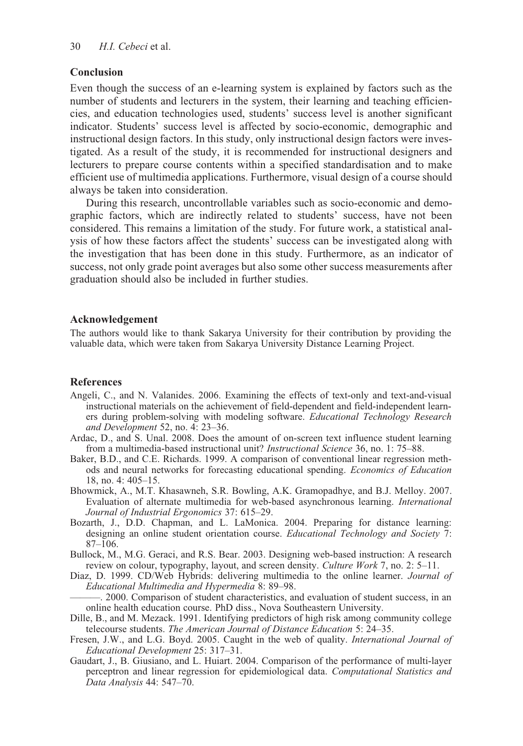## Conclusion

Even though the success of an e-learning system is explained by factors such as the number of students and lecturers in the system, their learning and teaching efficiencies, and education technologies used, students' success level is another significant indicator. Students' success level is affected by socio-economic, demographic and instructional design factors. In this study, only instructional design factors were investigated. As a result of the study, it is recommended for instructional designers and lecturers to prepare course contents within a specified standardisation and to make efficient use of multimedia applications. Furthermore, visual design of a course should always be taken into consideration.

During this research, uncontrollable variables such as socio-economic and demographic factors, which are indirectly related to students' success, have not been considered. This remains a limitation of the study. For future work, a statistical analysis of how these factors affect the students' success can be investigated along with the investigation that has been done in this study. Furthermore, as an indicator of success, not only grade point averages but also some other success measurements after graduation should also be included in further studies.

## Acknowledgement

The authors would like to thank Sakarya University for their contribution by providing the valuable data, which were taken from Sakarya University Distance Learning Project.

## References

Angeli, C., and N. Valanides. 2006. Examining the effects of text-only and text-and-visual instructional materials on the achievement of field-dependent and field-independent learners during problem-solving with modeling software. *Educational Technology Research and Development* 52, no. 4: 23–36.

Ardac, D., and S. Unal. 2008. Does the amount of on-screen text influence student learning from a multimedia-based instructional unit? *Instructional Science* 36, no. 1: 75–88.

Baker, B.D., and C.E. Richards. 1999. A comparison of conventional linear regression methods and neural networks for forecasting educational spending. *Economics of Education* 18, no. 4: 405–15.

Bhowmick, A., M.T. Khasawneh, S.R. Bowling, A.K. Gramopadhye, and B.J. Melloy. 2007. Evaluation of alternate multimedia for web-based asynchronous learning. *International Journal of Industrial Ergonomics* 37: 615–29.

Bozarth, J., D.D. Chapman, and L. LaMonica. 2004. Preparing for distance learning: designing an online student orientation course. *Educational Technology and Society* 7: 87–106.

Bullock, M., M.G. Geraci, and R.S. Bear. 2003. Designing web-based instruction: A research review on colour, typography, layout, and screen density. *Culture Work* 7, no. 2: 5–11.

Diaz, D. 1999. CD/Web Hybrids: delivering multimedia to the online learner. *Journal of Educational Multimedia and Hypermedia* 8: 89–98.

———. 2000. Comparison of student characteristics, and evaluation of student success, in an online health education course. PhD diss., Nova Southeastern University.

Dille, B., and M. Mezack. 1991. Identifying predictors of high risk among community college telecourse students. *The American Journal of Distance Education* 5: 24–35.

Fresen, J.W., and L.G. Boyd. 2005. Caught in the web of quality. *International Journal of Educational Development* 25: 317–31.

Gaudart, J., B. Giusiano, and L. Huiart. 2004. Comparison of the performance of multi-layer perceptron and linear regression for epidemiological data. *Computational Statistics and Data Analysis* 44: 547–70.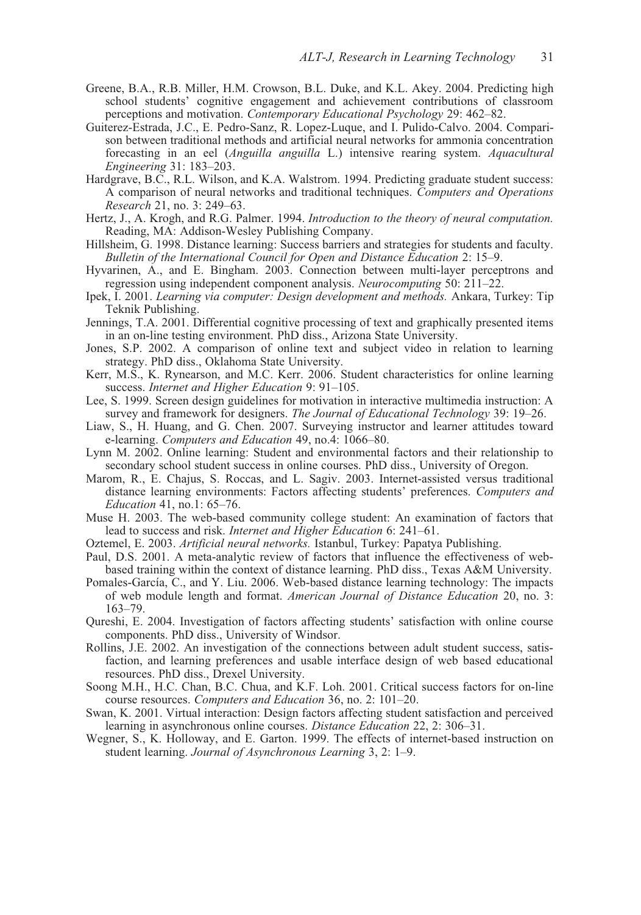Greene, B.A., R.B. Miller, H.M. Crowson, B.L. Duke, and K.L. Akey. 2004. Predicting high school students' cognitive engagement and achievement contributions of classroom perceptions and motivation. *Contemporary Educational Psychology* 29: 462–82.

Guiterez-Estrada, J.C., E. Pedro-Sanz, R. Lopez-Luque, and I. Pulido-Calvo. 2004. Comparison between traditional methods and artificial neural networks for ammonia concentration forecasting in an eel (*Anguilla anguilla* L.) intensive rearing system. *Aquacultural Engineering* 31: 183–203.

Hardgrave, B.C., R.L. Wilson, and K.A. Walstrom. 1994. Predicting graduate student success: A comparison of neural networks and traditional techniques. *Computers and Operations Research* 21, no. 3: 249–63.

Hertz, J., A. Krogh, and R.G. Palmer. 1994. *Introduction to the theory of neural computation.* Reading, MA: Addison-Wesley Publishing Company.

Hillsheim, G. 1998. Distance learning: Success barriers and strategies for students and faculty. *Bulletin of the International Council for Open and Distance Education* 2: 15–9.

Hyvarinen, A., and E. Bingham. 2003. Connection between multi-layer perceptrons and regression using independent component analysis. *Neurocomputing* 50: 211–22.

Ipek, I. 2001. *Learning via computer: Design development and methods.* Ankara, Turkey: Tip Teknik Publishing.

Jennings, T.A. 2001. Differential cognitive processing of text and graphically presented items in an on-line testing environment. PhD diss., Arizona State University.

Jones, S.P. 2002. A comparison of online text and subject video in relation to learning strategy. PhD diss., Oklahoma State University.

Kerr, M.S., K. Rynearson, and M.C. Kerr. 2006. Student characteristics for online learning success. *Internet and Higher Education* 9: 91–105.

Lee, S. 1999. Screen design guidelines for motivation in interactive multimedia instruction: A survey and framework for designers. *The Journal of Educational Technology* 39: 19–26.

Liaw, S., H. Huang, and G. Chen. 2007. Surveying instructor and learner attitudes toward e-learning. *Computers and Education* 49, no.4: 1066–80.

Lynn M. 2002. Online learning: Student and environmental factors and their relationship to secondary school student success in online courses. PhD diss., University of Oregon.

Marom, R., E. Chajus, S. Roccas, and L. Sagiv. 2003. Internet-assisted versus traditional distance learning environments: Factors affecting students' preferences. *Computers and Education* 41, no.1: 65–76.

Muse H. 2003. The web-based community college student: An examination of factors that lead to success and risk. *Internet and Higher Education* 6: 241–61.

Oztemel, E. 2003. *Artificial neural networks.* Istanbul, Turkey: Papatya Publishing.

Paul, D.S. 2001. A meta-analytic review of factors that influence the effectiveness of web-based training within the context of distance learning. PhD diss., Texas A&M University.

Pomales-García, C., and Y. Liu. 2006. Web-based distance learning technology: The impacts of web module length and format. *American Journal of Distance Education* 20, no. 3: 163–79.

Qureshi, E. 2004. Investigation of factors affecting students' satisfaction with online course components. PhD diss., University of Windsor.

Rollins, J.E. 2002. An investigation of the connections between adult student success, satisfaction, and learning preferences and usable interface design of web based educational resources. PhD diss., Drexel University.

Soong M.H., H.C. Chan, B.C. Chua, and K.F. Loh. 2001. Critical success factors for on-line course resources. *Computers and Education* 36, no. 2: 101–20.

Swan, K. 2001. Virtual interaction: Design factors affecting student satisfaction and perceived learning in asynchronous online courses. *Distance Education* 22, 2: 306–31.

Wegner, S., K. Holloway, and E. Garton. 1999. The effects of internet-based instruction on student learning. *Journal of Asynchronous Learning* 3, 2: 1–9.